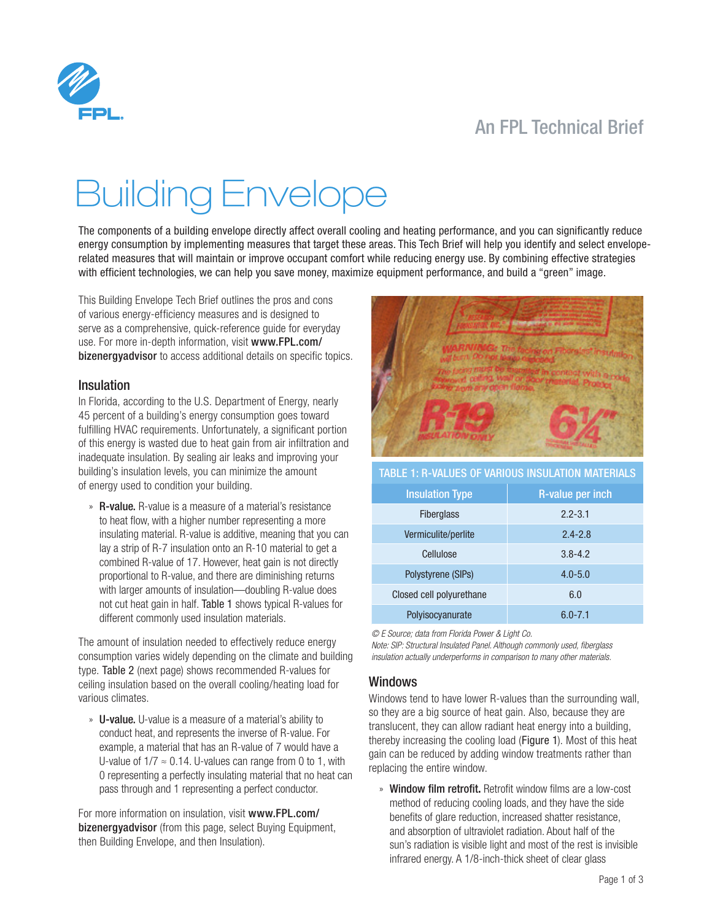An FPL Technical Brief

# Building Envelope

The components of a building envelope directly affect overall cooling and heating performance, and you can significantly reduce energy consumption by implementing measures that target these areas. This Tech Brief will help you identify and select envelope-related measures that will maintain or improve occupant comfort while reducing energy use. By combining effective strategies with efficient technologies, we can help you save money, maximize equipment performance, and build a "green" image.

This Building Envelope Tech Brief outlines the pros and cons of various energy-efficiency measures and is designed to serve as a comprehensive, quick-reference guide for everyday use. For more in-depth information, visit **www.FPL.com/bizenergyadvisor** to access additional details on specific topics.

## Insulation

In Florida, according to the U.S. Department of Energy, nearly 45 percent of a building's energy consumption goes toward fulfilling HVAC requirements. Unfortunately, a significant portion of this energy is wasted due to heat gain from air infiltration and inadequate insulation. By sealing air leaks and improving your building's insulation levels, you can minimize the amount of energy used to condition your building.

» **R-value.** R-value is a measure of a material's resistance to heat flow, with a higher number representing a more insulating material. R-value is additive, meaning that you can lay a strip of R-7 insulation onto an R-10 material to get a combined R-value of 17. However, heat gain is not directly proportional to R-value, and there are diminishing returns with larger amounts of insulation—doubling R-value does not cut heat gain in half. Table 1 shows typical R-values for different commonly used insulation materials.

The amount of insulation needed to effectively reduce energy consumption varies widely depending on the climate and building type. Table 2 (next page) shows recommended R-values for ceiling insulation based on the overall cooling/heating load for various climates.

» **U-value.** U-value is a measure of a material's ability to conduct heat, and represents the inverse of R-value. For example, a material that has an R-value of 7 would have a U-value of $1/7 \approx 0.14$. U-values can range from 0 to 1, with 0 representing a perfectly insulating material that no heat can pass through and 1 representing a perfect conductor.

For more information on insulation, visit **www.FPL.com/bizenergyadvisor** (from this page, select Buying Equipment, then Building Envelope, and then Insulation).

TABLE 1: R-VALUES OF VARIOUS INSULATION MATERIALS

| Insulation Type | R-value per inch |
|---|---|
| Fiberglass | 2.2-3.1 |
| Vermiculite/perlite | 2.4-2.8 |
| Cellulose | 3.8-4.2 |
| Polystyrene (SIPs) | 4.0-5.0 |
| Closed cell polyurethane | 6.0 |
| Polyisocyanurate | 6.0-7.1 |

*© E Source; data from Florida Power & Light Co.*
*Note: SIP: Structural Insulated Panel. Although commonly used, fiberglass insulation actually underperforms in comparison to many other materials.*

## Windows

Windows tend to have lower R-values than the surrounding wall, so they are a big source of heat gain. Also, because they are translucent, they can allow radiant heat energy into a building, thereby increasing the cooling load (Figure 1). Most of this heat gain can be reduced by adding window treatments rather than replacing the entire window.

» **Window film retrofit.** Retrofit window films are a low-cost method of reducing cooling loads, and they have the side benefits of glare reduction, increased shatter resistance, and absorption of ultraviolet radiation. About half of the sun's radiation is visible light and most of the rest is invisible infrared energy. A 1/8-inch-thick sheet of clear glass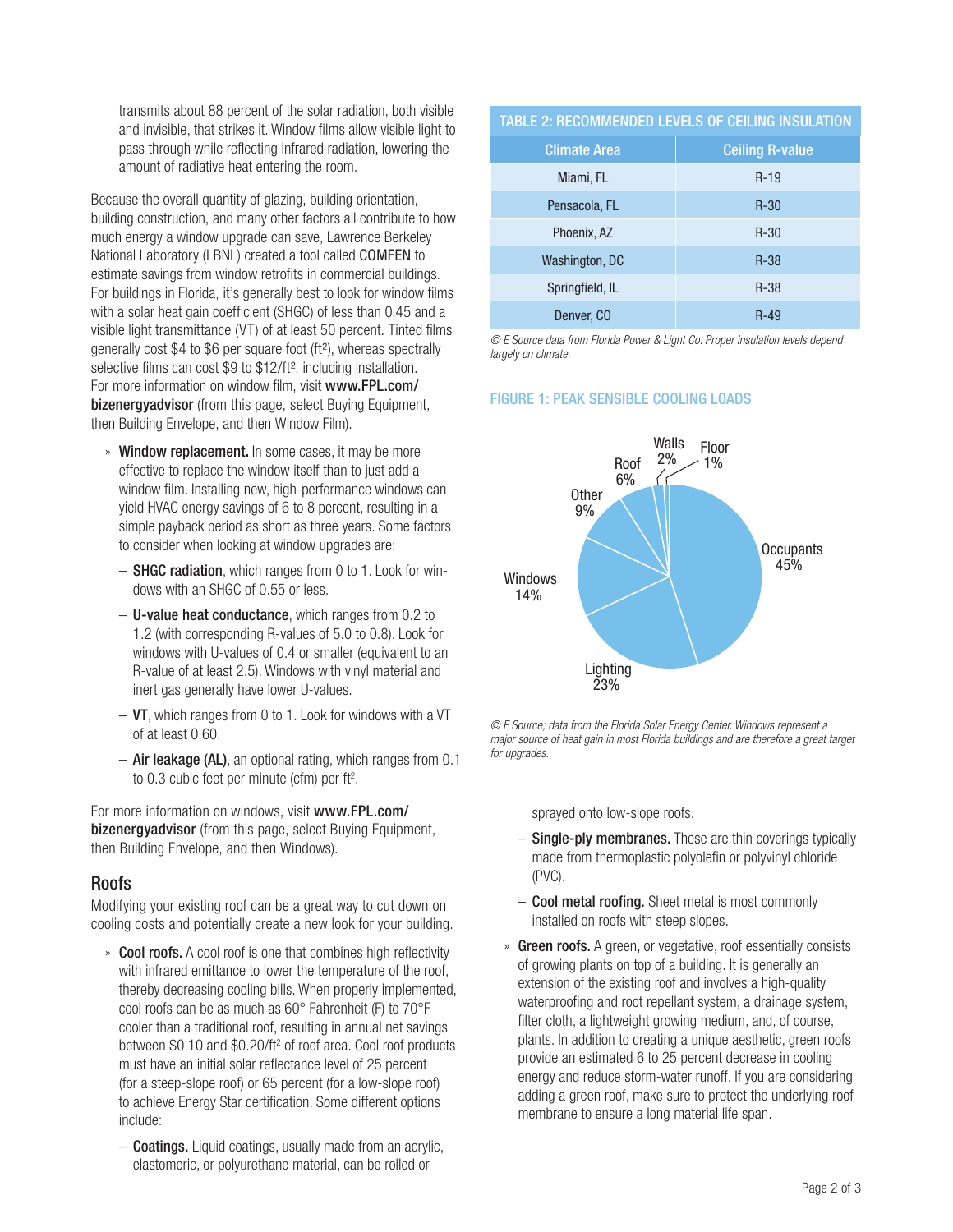transmits about 88 percent of the solar radiation, both visible and invisible, that strikes it. Window films allow visible light to pass through while reflecting infrared radiation, lowering the amount of radiative heat entering the room.

Because the overall quantity of glazing, building orientation, building construction, and many other factors all contribute to how much energy a window upgrade can save, Lawrence Berkeley National Laboratory (LBNL) created a tool called COMFEN to estimate savings from window retrofits in commercial buildings. For buildings in Florida, it's generally best to look for window films with a solar heat gain coefficient (SHGC) of less than 0.45 and a visible light transmittance (VT) of at least 50 percent. Tinted films generally cost \$4 to \$6 per square foot (ft²), whereas spectrally selective films can cost \$9 to \$12/ft², including installation. For more information on window film, visit **www.FPL.com/bizenergyadvisor** (from this page, select Buying Equipment, then Building Envelope, and then Window Film).

- **Window replacement.** In some cases, it may be more effective to replace the window itself than to just add a window film. Installing new, high-performance windows can yield HVAC energy savings of 6 to 8 percent, resulting in a simple payback period as short as three years. Some factors to consider when looking at window upgrades are:
  - **SHGC radiation**, which ranges from 0 to 1. Look for windows with an SHGC of 0.55 or less.
  - **U-value heat conductance**, which ranges from 0.2 to 1.2 (with corresponding R-values of 5.0 to 0.8). Look for windows with U-values of 0.4 or smaller (equivalent to an R-value of at least 2.5). Windows with vinyl material and inert gas generally have lower U-values.
  - **VT**, which ranges from 0 to 1. Look for windows with a VT of at least 0.60.
  - **Air leakage (AL)**, an optional rating, which ranges from 0.1 to 0.3 cubic feet per minute (cfm) per ft².

For more information on windows, visit **www.FPL.com/bizenergyadvisor** (from this page, select Buying Equipment, then Building Envelope, and then Windows).

## Roofs

Modifying your existing roof can be a great way to cut down on cooling costs and potentially create a new look for your building.

- **Cool roofs.** A cool roof is one that combines high reflectivity with infrared emittance to lower the temperature of the roof, thereby decreasing cooling bills. When properly implemented, cool roofs can be as much as 60° Fahrenheit (F) to 70°F cooler than a traditional roof, resulting in annual net savings between \$0.10 and \$0.20/ft² of roof area. Cool roof products must have an initial solar reflectance level of 25 percent (for a steep-slope roof) or 65 percent (for a low-slope roof) to achieve Energy Star certification. Some different options include:
  - **Coatings.** Liquid coatings, usually made from an acrylic, elastomeric, or polyurethane material, can be rolled or sprayed onto low-slope roofs.
  - **Single-ply membranes.** These are thin coverings typically made from thermoplastic polyolefin or polyvinyl chloride (PVC).
  - **Cool metal roofing.** Sheet metal is most commonly installed on roofs with steep slopes.
- **Green roofs.** A green, or vegetative, roof essentially consists of growing plants on top of a building. It is generally an extension of the existing roof and involves a high-quality waterproofing and root repellant system, a drainage system, filter cloth, a lightweight growing medium, and, of course, plants. In addition to creating a unique aesthetic, green roofs provide an estimated 6 to 25 percent decrease in cooling energy and reduce storm-water runoff. If you are considering adding a green roof, make sure to protect the underlying roof membrane to ensure a long material life span.

**TABLE 2: RECOMMENDED LEVELS OF CEILING INSULATION**

| Climate Area | Ceiling R-value |
|---|---|
| Miami, FL | R-19 |
| Pensacola, FL | R-30 |
| Phoenix, AZ | R-30 |
| Washington, DC | R-38 |
| Springfield, IL | R-38 |
| Denver, CO | R-49 |

*© E Source data from Florida Power & Light Co. Proper insulation levels depend largely on climate.*

**FIGURE 1: PEAK SENSIBLE COOLING LOADS**

| Load | Share |
|---|---|
| Occupants | 45% |
| Lighting | 23% |
| Windows | 14% |
| Other | 9% |
| Roof | 6% |
| Walls | 2% |
| Floor | 1% |

*© E Source; data from the Florida Solar Energy Center. Windows represent a major source of heat gain in most Florida buildings and are therefore a great target for upgrades.*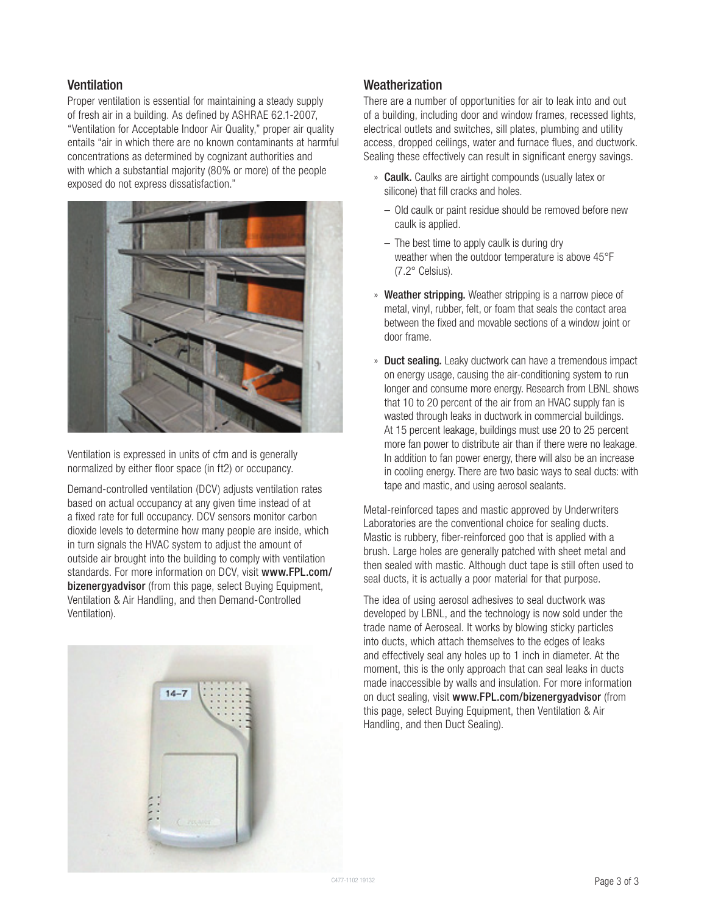## Ventilation

Proper ventilation is essential for maintaining a steady supply of fresh air in a building. As defined by ASHRAE 62.1-2007, "Ventilation for Acceptable Indoor Air Quality," proper air quality entails "air in which there are no known contaminants at harmful concentrations as determined by cognizant authorities and with which a substantial majority (80% or more) of the people exposed do not express dissatisfaction."

Ventilation is expressed in units of cfm and is generally normalized by either floor space (in ft2) or occupancy.

Demand-controlled ventilation (DCV) adjusts ventilation rates based on actual occupancy at any given time instead of at a fixed rate for full occupancy. DCV sensors monitor carbon dioxide levels to determine how many people are inside, which in turn signals the HVAC system to adjust the amount of outside air brought into the building to comply with ventilation standards. For more information on DCV, visit **www.FPL.com/bizenergyadvisor** (from this page, select Buying Equipment, Ventilation & Air Handling, and then Demand-Controlled Ventilation).

## Weatherization

There are a number of opportunities for air to leak into and out of a building, including door and window frames, recessed lights, electrical outlets and switches, sill plates, plumbing and utility access, dropped ceilings, water and furnace flues, and ductwork. Sealing these effectively can result in significant energy savings.

- **Caulk.** Caulks are airtight compounds (usually latex or silicone) that fill cracks and holes.
  - Old caulk or paint residue should be removed before new caulk is applied.
  - The best time to apply caulk is during dry weather when the outdoor temperature is above 45°F (7.2° Celsius).
- **Weather stripping.** Weather stripping is a narrow piece of metal, vinyl, rubber, felt, or foam that seals the contact area between the fixed and movable sections of a window joint or door frame.
- **Duct sealing.** Leaky ductwork can have a tremendous impact on energy usage, causing the air-conditioning system to run longer and consume more energy. Research from LBNL shows that 10 to 20 percent of the air from an HVAC supply fan is wasted through leaks in ductwork in commercial buildings. At 15 percent leakage, buildings must use 20 to 25 percent more fan power to distribute air than if there were no leakage. In addition to fan power energy, there will also be an increase in cooling energy. There are two basic ways to seal ducts: with tape and mastic, and using aerosol sealants.

Metal-reinforced tapes and mastic approved by Underwriters Laboratories are the conventional choice for sealing ducts. Mastic is rubbery, fiber-reinforced goo that is applied with a brush. Large holes are generally patched with sheet metal and then sealed with mastic. Although duct tape is still often used to seal ducts, it is actually a poor material for that purpose.

The idea of using aerosol adhesives to seal ductwork was developed by LBNL, and the technology is now sold under the trade name of Aeroseal. It works by blowing sticky particles into ducts, which attach themselves to the edges of leaks and effectively seal any holes up to 1 inch in diameter. At the moment, this is the only approach that can seal leaks in ducts made inaccessible by walls and insulation. For more information on duct sealing, visit **www.FPL.com/bizenergyadvisor** (from this page, select Buying Equipment, then Ventilation & Air Handling, and then Duct Sealing).

C477-1102 19132